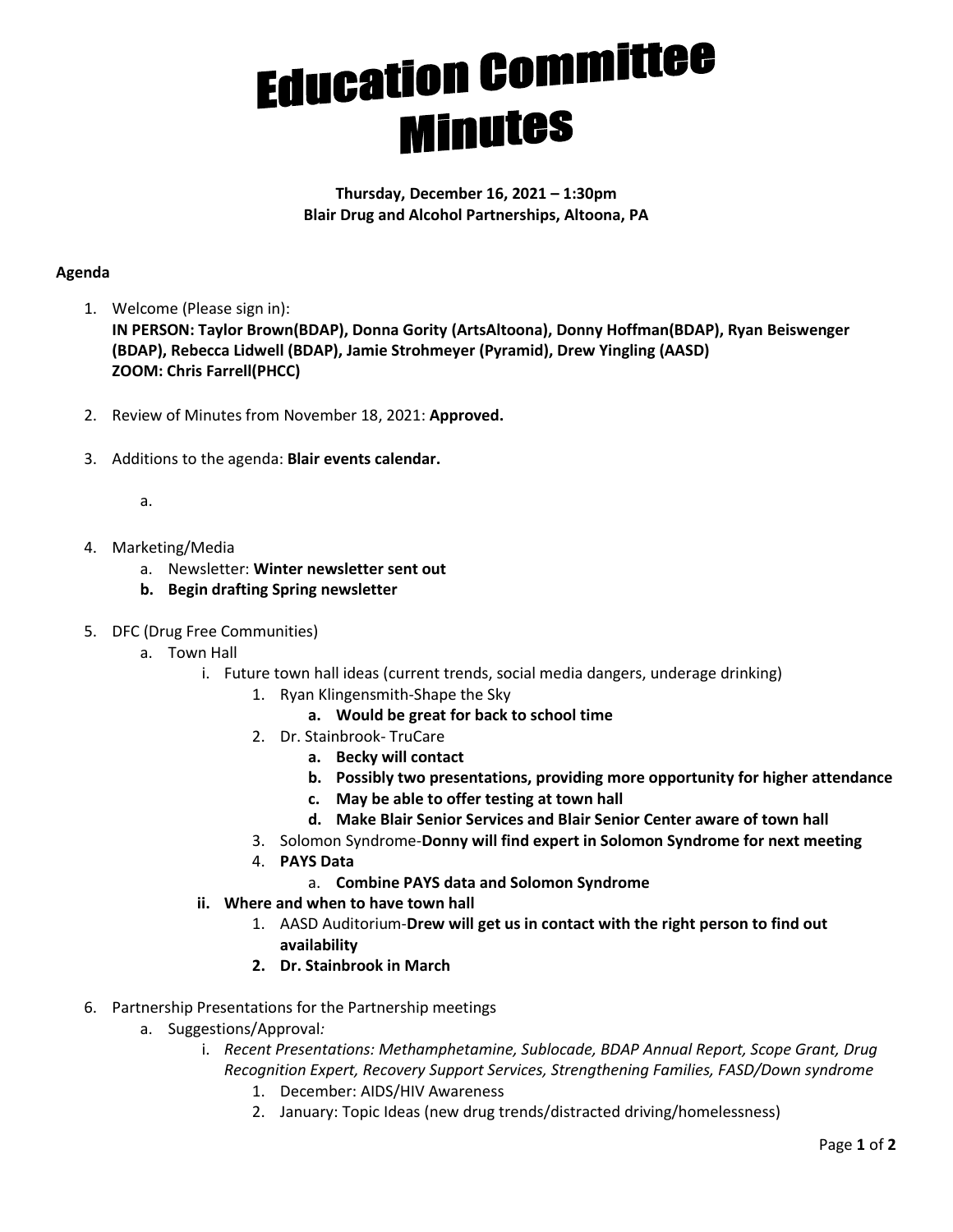# Education Committee Minutes

**Thursday, December 16, 2021 – 1:30pm**
**Blair Drug and Alcohol Partnerships, Altoona, PA**

**Agenda**

1. Welcome (Please sign in):
   **IN PERSON: Taylor Brown(BDAP), Donna Gority (ArtsAltoona), Donny Hoffman(BDAP), Ryan Beiswenger (BDAP), Rebecca Lidwell (BDAP), Jamie Strohmeyer (Pyramid), Drew Yingling (AASD)**
   **ZOOM: Chris Farrell(PHCC)**

2. Review of Minutes from November 18, 2021: **Approved.**

3. Additions to the agenda: **Blair events calendar.**

   a.

4. Marketing/Media
   a. Newsletter: **Winter newsletter sent out**
   **b. Begin drafting Spring newsletter**

5. DFC (Drug Free Communities)
   a. Town Hall
      i. Future town hall ideas (current trends, social media dangers, underage drinking)
         1. Ryan Klingensmith-Shape the Sky
            **a. Would be great for back to school time**
         2. Dr. Stainbrook- TruCare
            **a. Becky will contact**
            **b. Possibly two presentations, providing more opportunity for higher attendance**
            **c. May be able to offer testing at town hall**
            **d. Make Blair Senior Services and Blair Senior Center aware of town hall**
         3. Solomon Syndrome-**Donny will find expert in Solomon Syndrome for next meeting**
         4. **PAYS Data**
            a. **Combine PAYS data and Solomon Syndrome**
      **ii. Where and when to have town hall**
         1. AASD Auditorium-**Drew will get us in contact with the right person to find out availability**
         **2. Dr. Stainbrook in March**

6. Partnership Presentations for the Partnership meetings
   a. Suggestions/Approval*:*
      i. *Recent Presentations: Methamphetamine, Sublocade, BDAP Annual Report, Scope Grant, Drug Recognition Expert, Recovery Support Services, Strengthening Families, FASD/Down syndrome*
         1. December: AIDS/HIV Awareness
         2. January: Topic Ideas (new drug trends/distracted driving/homelessness)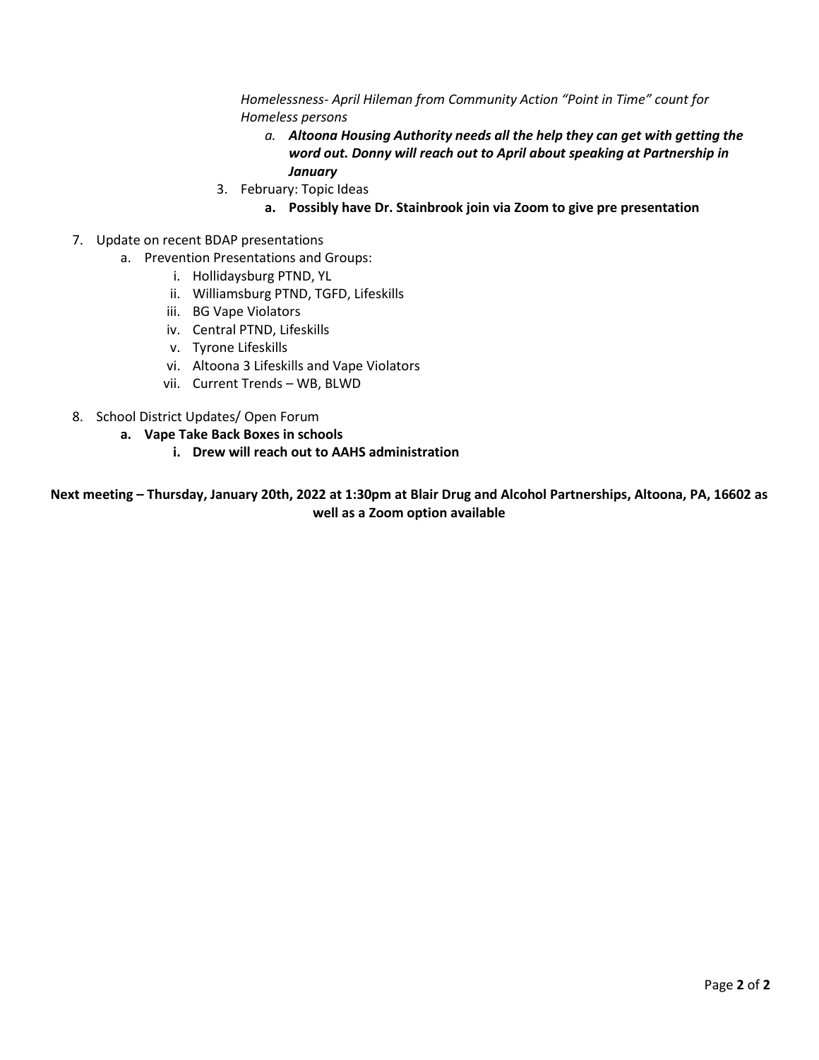*Homelessness- April Hileman from Community Action "Point in Time" count for Homeless persons*

   a. ***Altoona Housing Authority needs all the help they can get with getting the word out. Donny will reach out to April about speaking at Partnership in January***

3. February: Topic Ideas
   a. **Possibly have Dr. Stainbrook join via Zoom to give pre presentation**

7. Update on recent BDAP presentations
   a. Prevention Presentations and Groups:
      i. Hollidaysburg PTND, YL
      ii. Williamsburg PTND, TGFD, Lifeskills
      iii. BG Vape Violators
      iv. Central PTND, Lifeskills
      v. Tyrone Lifeskills
      vi. Altoona 3 Lifeskills and Vape Violators
      vii. Current Trends – WB, BLWD

8. School District Updates/ Open Forum
   a. **Vape Take Back Boxes in schools**
      i. **Drew will reach out to AAHS administration**

**Next meeting – Thursday, January 20th, 2022 at 1:30pm at Blair Drug and Alcohol Partnerships, Altoona, PA, 16602 as well as a Zoom option available**